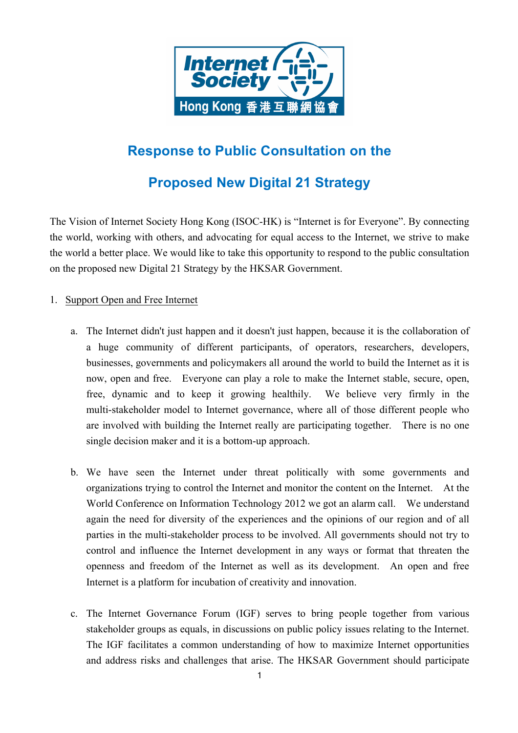# Response to Public Consultation on the Proposed New Digital 21 Strategy

The Vision of Internet Society Hong Kong (ISOC-HK) is "Internet is for Everyone". By connecting the world, working with others, and advocating for equal access to the Internet, we strive to make the world a better place. We would like to take this opportunity to respond to the public consultation on the proposed new Digital 21 Strategy by the HKSAR Government.

1. <u>Support Open and Free Internet</u>

   a. The Internet didn't just happen and it doesn't just happen, because it is the collaboration of a huge community of different participants, of operators, researchers, developers, businesses, governments and policymakers all around the world to build the Internet as it is now, open and free. Everyone can play a role to make the Internet stable, secure, open, free, dynamic and to keep it growing healthily. We believe very firmly in the multi-stakeholder model to Internet governance, where all of those different people who are involved with building the Internet really are participating together. There is no one single decision maker and it is a bottom-up approach.

   b. We have seen the Internet under threat politically with some governments and organizations trying to control the Internet and monitor the content on the Internet. At the World Conference on Information Technology 2012 we got an alarm call. We understand again the need for diversity of the experiences and the opinions of our region and of all parties in the multi-stakeholder process to be involved. All governments should not try to control and influence the Internet development in any ways or format that threaten the openness and freedom of the Internet as well as its development. An open and free Internet is a platform for incubation of creativity and innovation.

   c. The Internet Governance Forum (IGF) serves to bring people together from various stakeholder groups as equals, in discussions on public policy issues relating to the Internet. The IGF facilitates a common understanding of how to maximize Internet opportunities and address risks and challenges that arise. The HKSAR Government should participate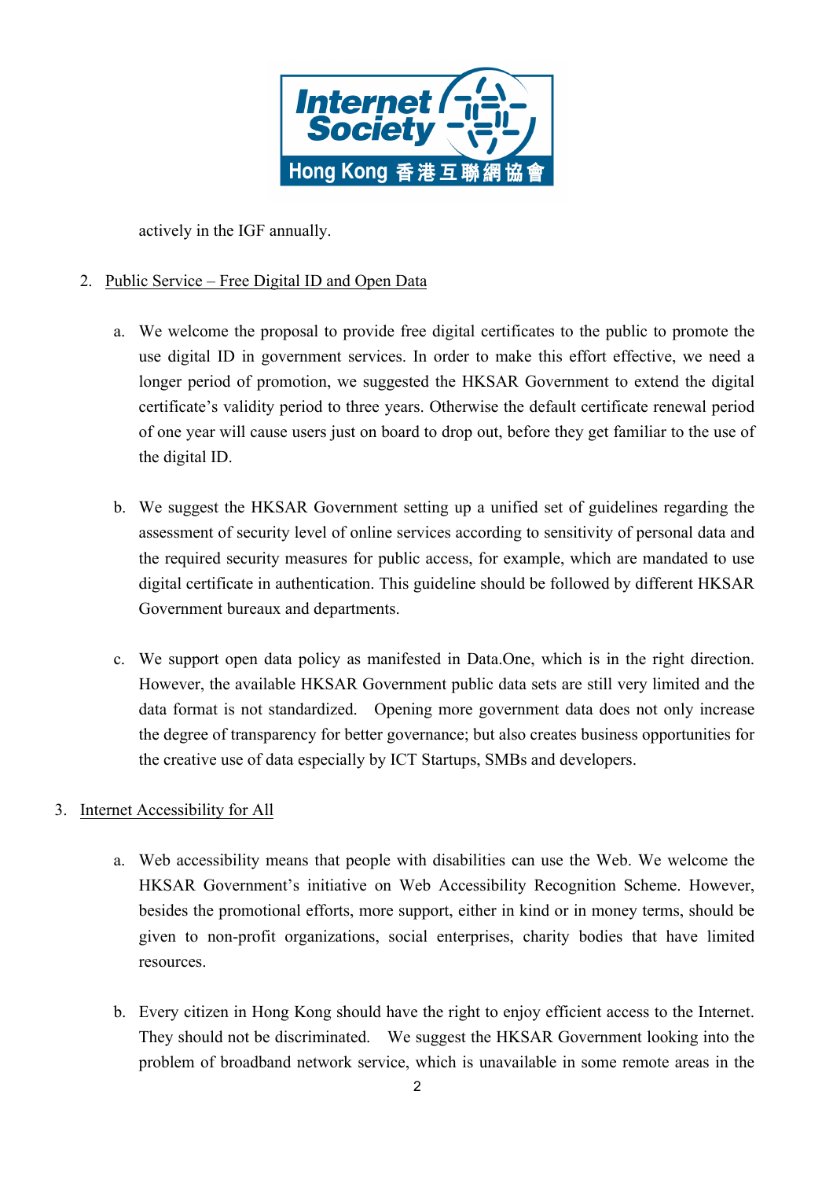actively in the IGF annually.

2. Public Service – Free Digital ID and Open Data

   a. We welcome the proposal to provide free digital certificates to the public to promote the use digital ID in government services. In order to make this effort effective, we need a longer period of promotion, we suggested the HKSAR Government to extend the digital certificate's validity period to three years. Otherwise the default certificate renewal period of one year will cause users just on board to drop out, before they get familiar to the use of the digital ID.

   b. We suggest the HKSAR Government setting up a unified set of guidelines regarding the assessment of security level of online services according to sensitivity of personal data and the required security measures for public access, for example, which are mandated to use digital certificate in authentication. This guideline should be followed by different HKSAR Government bureaux and departments.

   c. We support open data policy as manifested in Data.One, which is in the right direction. However, the available HKSAR Government public data sets are still very limited and the data format is not standardized. Opening more government data does not only increase the degree of transparency for better governance; but also creates business opportunities for the creative use of data especially by ICT Startups, SMBs and developers.

3. Internet Accessibility for All

   a. Web accessibility means that people with disabilities can use the Web. We welcome the HKSAR Government's initiative on Web Accessibility Recognition Scheme. However, besides the promotional efforts, more support, either in kind or in money terms, should be given to non-profit organizations, social enterprises, charity bodies that have limited resources.

   b. Every citizen in Hong Kong should have the right to enjoy efficient access to the Internet. They should not be discriminated. We suggest the HKSAR Government looking into the problem of broadband network service, which is unavailable in some remote areas in the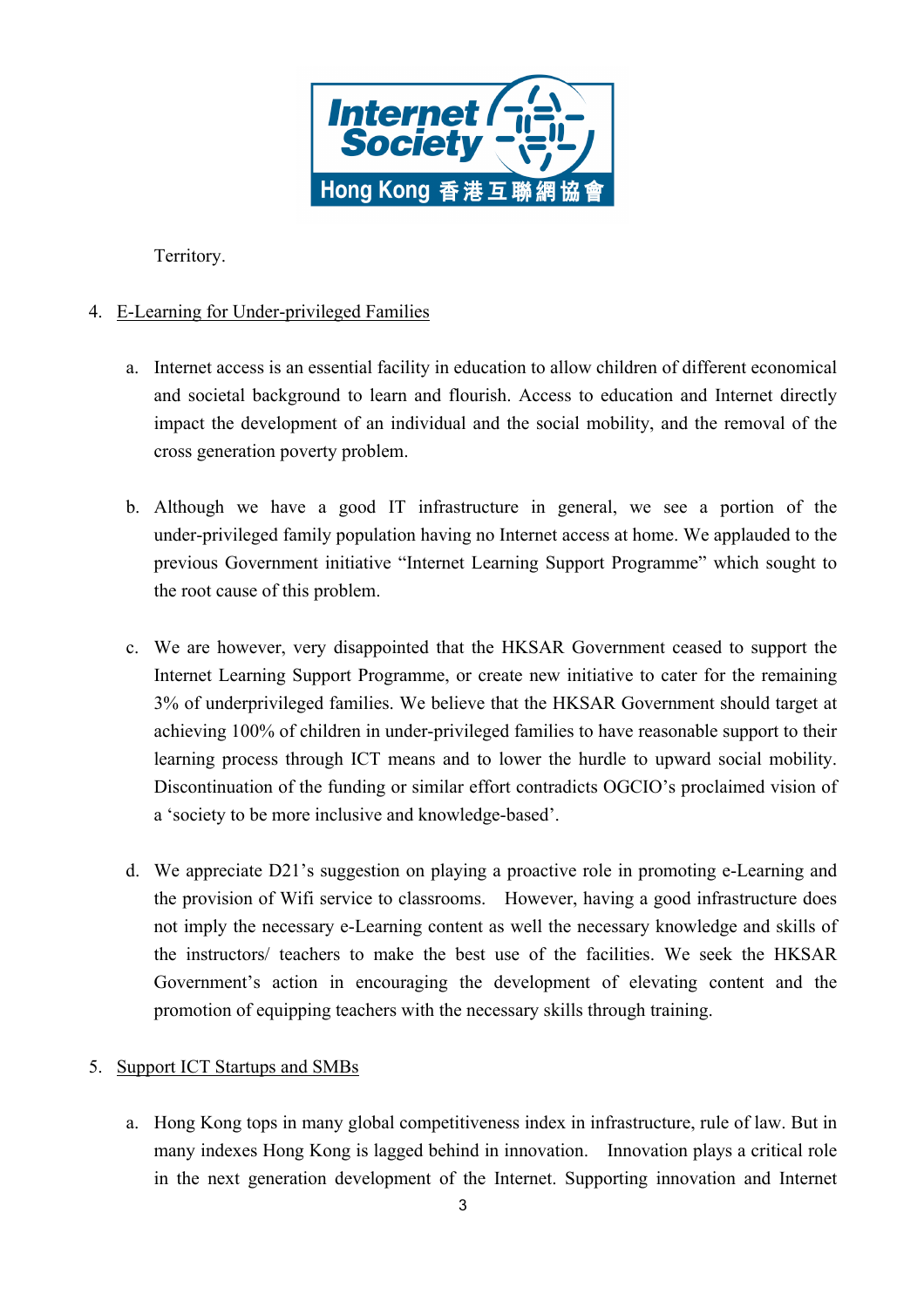Territory.

4. <u>E-Learning for Under-privileged Families</u>

    a. Internet access is an essential facility in education to allow children of different economical and societal background to learn and flourish. Access to education and Internet directly impact the development of an individual and the social mobility, and the removal of the cross generation poverty problem.

    b. Although we have a good IT infrastructure in general, we see a portion of the under-privileged family population having no Internet access at home. We applauded to the previous Government initiative "Internet Learning Support Programme" which sought to the root cause of this problem.

    c. We are however, very disappointed that the HKSAR Government ceased to support the Internet Learning Support Programme, or create new initiative to cater for the remaining 3% of underprivileged families. We believe that the HKSAR Government should target at achieving 100% of children in under-privileged families to have reasonable support to their learning process through ICT means and to lower the hurdle to upward social mobility. Discontinuation of the funding or similar effort contradicts OGCIO's proclaimed vision of a 'society to be more inclusive and knowledge-based'.

    d. We appreciate D21's suggestion on playing a proactive role in promoting e-Learning and the provision of Wifi service to classrooms. However, having a good infrastructure does not imply the necessary e-Learning content as well the necessary knowledge and skills of the instructors/ teachers to make the best use of the facilities. We seek the HKSAR Government's action in encouraging the development of elevating content and the promotion of equipping teachers with the necessary skills through training.

5. <u>Support ICT Startups and SMBs</u>

    a. Hong Kong tops in many global competitiveness index in infrastructure, rule of law. But in many indexes Hong Kong is lagged behind in innovation. Innovation plays a critical role in the next generation development of the Internet. Supporting innovation and Internet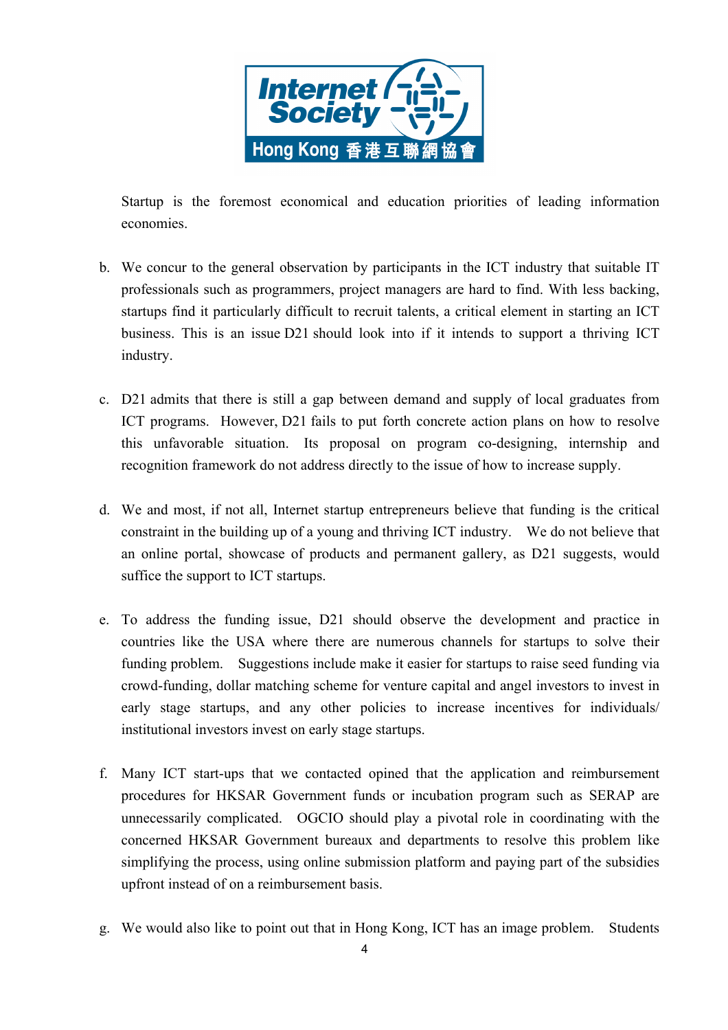Startup is the foremost economical and education priorities of leading information economies.

b. We concur to the general observation by participants in the ICT industry that suitable IT professionals such as programmers, project managers are hard to find. With less backing, startups find it particularly difficult to recruit talents, a critical element in starting an ICT business. This is an issue D21 should look into if it intends to support a thriving ICT industry.

c. D21 admits that there is still a gap between demand and supply of local graduates from ICT programs. However, D21 fails to put forth concrete action plans on how to resolve this unfavorable situation. Its proposal on program co-designing, internship and recognition framework do not address directly to the issue of how to increase supply.

d. We and most, if not all, Internet startup entrepreneurs believe that funding is the critical constraint in the building up of a young and thriving ICT industry. We do not believe that an online portal, showcase of products and permanent gallery, as D21 suggests, would suffice the support to ICT startups.

e. To address the funding issue, D21 should observe the development and practice in countries like the USA where there are numerous channels for startups to solve their funding problem. Suggestions include make it easier for startups to raise seed funding via crowd-funding, dollar matching scheme for venture capital and angel investors to invest in early stage startups, and any other policies to increase incentives for individuals/ institutional investors invest on early stage startups.

f. Many ICT start-ups that we contacted opined that the application and reimbursement procedures for HKSAR Government funds or incubation program such as SERAP are unnecessarily complicated. OGCIO should play a pivotal role in coordinating with the concerned HKSAR Government bureaux and departments to resolve this problem like simplifying the process, using online submission platform and paying part of the subsidies upfront instead of on a reimbursement basis.

g. We would also like to point out that in Hong Kong, ICT has an image problem. Students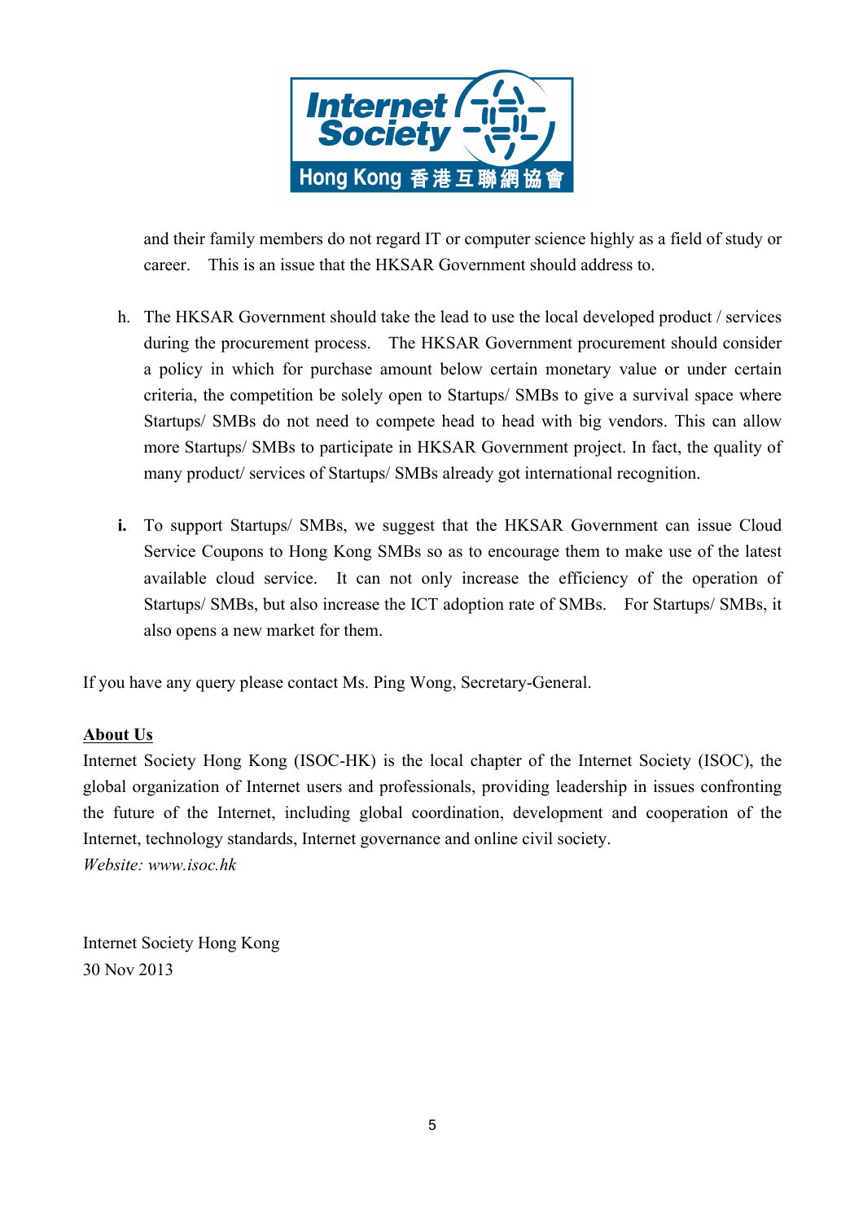and their family members do not regard IT or computer science highly as a field of study or career. This is an issue that the HKSAR Government should address to.

h. The HKSAR Government should take the lead to use the local developed product / services during the procurement process. The HKSAR Government procurement should consider a policy in which for purchase amount below certain monetary value or under certain criteria, the competition be solely open to Startups/ SMBs to give a survival space where Startups/ SMBs do not need to compete head to head with big vendors. This can allow more Startups/ SMBs to participate in HKSAR Government project. In fact, the quality of many product/ services of Startups/ SMBs already got international recognition.

**i.** To support Startups/ SMBs, we suggest that the HKSAR Government can issue Cloud Service Coupons to Hong Kong SMBs so as to encourage them to make use of the latest available cloud service. It can not only increase the efficiency of the operation of Startups/ SMBs, but also increase the ICT adoption rate of SMBs. For Startups/ SMBs, it also opens a new market for them.

If you have any query please contact Ms. Ping Wong, Secretary-General.

**<u>About Us</u>**

Internet Society Hong Kong (ISOC-HK) is the local chapter of the Internet Society (ISOC), the global organization of Internet users and professionals, providing leadership in issues confronting the future of the Internet, including global coordination, development and cooperation of the Internet, technology standards, Internet governance and online civil society.

*Website: www.isoc.hk*

Internet Society Hong Kong
30 Nov 2013